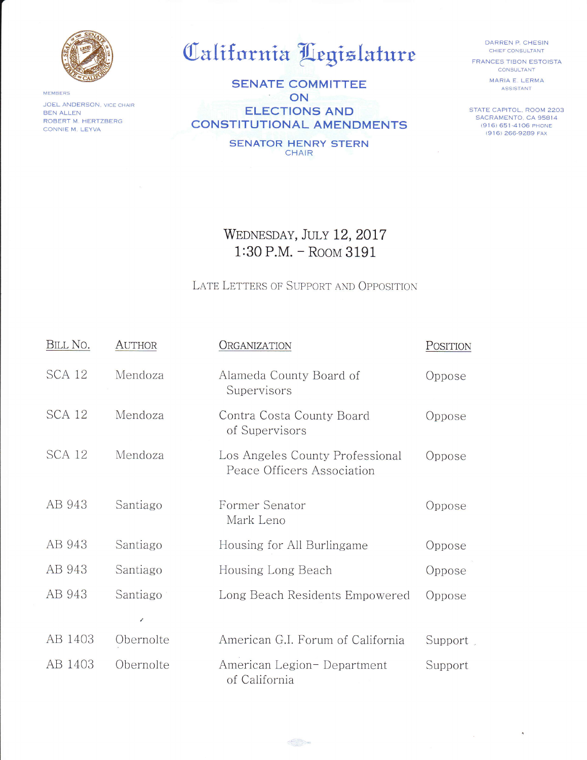# California Legislature

## SENATE COMMITTEE ON ELECTIONS AND CONSTITUTIONAL AMENDMENTS

**SENATOR HENRY STERN**
CHAIR

MEMBERS
JOEL ANDERSON, VICE CHAIR
BEN ALLEN
ROBERT M. HERTZBERG
CONNIE M. LEYVA

DARREN P. CHESIN
CHIEF CONSULTANT

FRANCES TIBON ESTOISTA
CONSULTANT

MARIA E. LERMA
ASSISTANT

STATE CAPITOL, ROOM 2203
SACRAMENTO, CA 95814
(916) 651-4106 PHONE
(916) 266-9289 FAX

### WEDNESDAY, JULY 12, 2017
### 1:30 P.M. – ROOM 3191

LATE LETTERS OF SUPPORT AND OPPOSITION

| BILL NO. | AUTHOR | ORGANIZATION | POSITION |
|---|---|---|---|
| SCA 12 | Mendoza | Alameda County Board of Supervisors | Oppose |
| SCA 12 | Mendoza | Contra Costa County Board of Supervisors | Oppose |
| SCA 12 | Mendoza | Los Angeles County Professional Peace Officers Association | Oppose |
| AB 943 | Santiago | Former Senator Mark Leno | Oppose |
| AB 943 | Santiago | Housing for All Burlingame | Oppose |
| AB 943 | Santiago | Housing Long Beach | Oppose |
| AB 943 | Santiago | Long Beach Residents Empowered | Oppose |
| AB 1403 | Obernolte | American G.I. Forum of California | Support |
| AB 1403 | Obernolte | American Legion– Department of California | Support |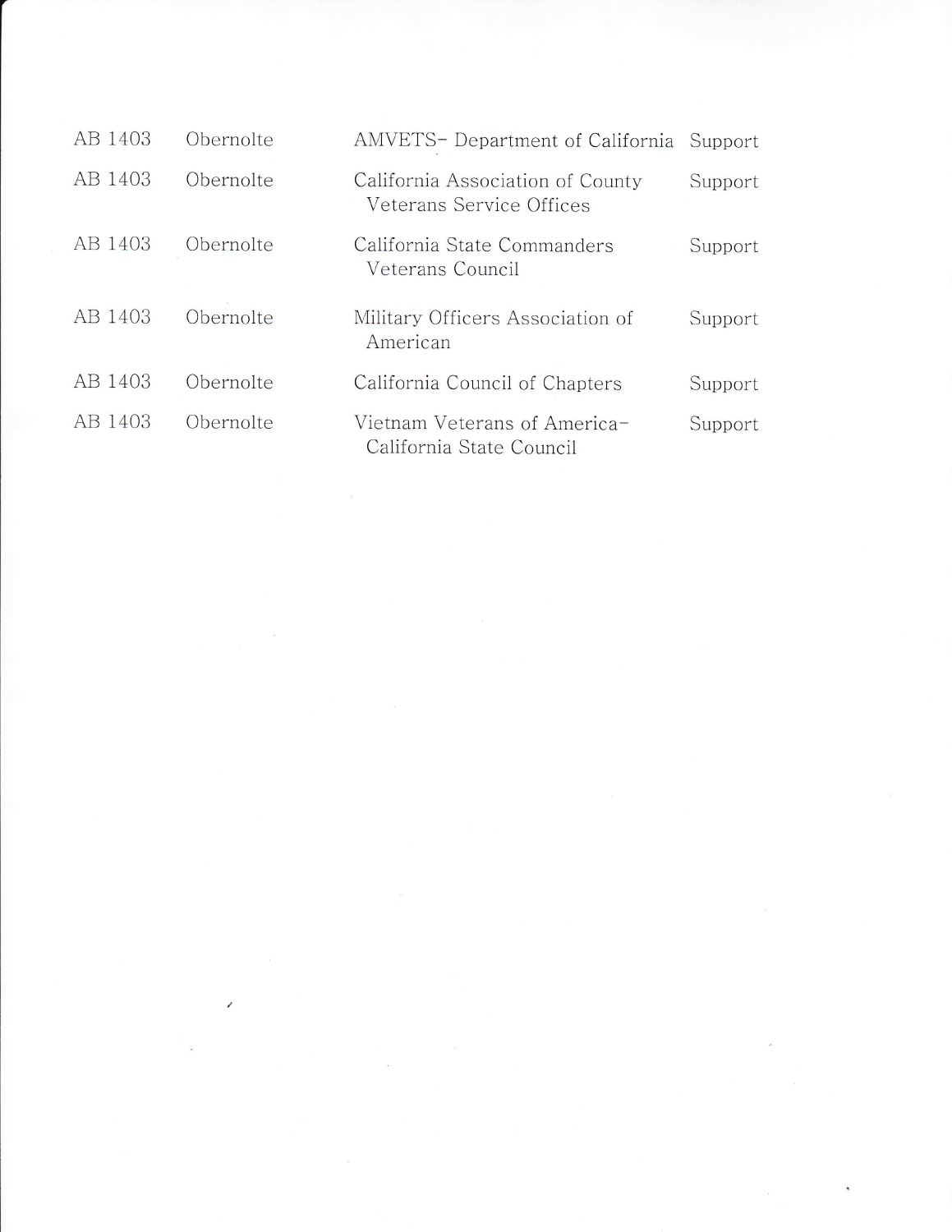| | | | |
|---|---|---|---|
| AB 1403 | Obernolte | AMVETS- Department of California | Support |
| AB 1403 | Obernolte | California Association of County Veterans Service Offices | Support |
| AB 1403 | Obernolte | California State Commanders Veterans Council | Support |
| AB 1403 | Obernolte | Military Officers Association of American | Support |
| AB 1403 | Obernolte | California Council of Chapters | Support |
| AB 1403 | Obernolte | Vietnam Veterans of America-California State Council | Support |